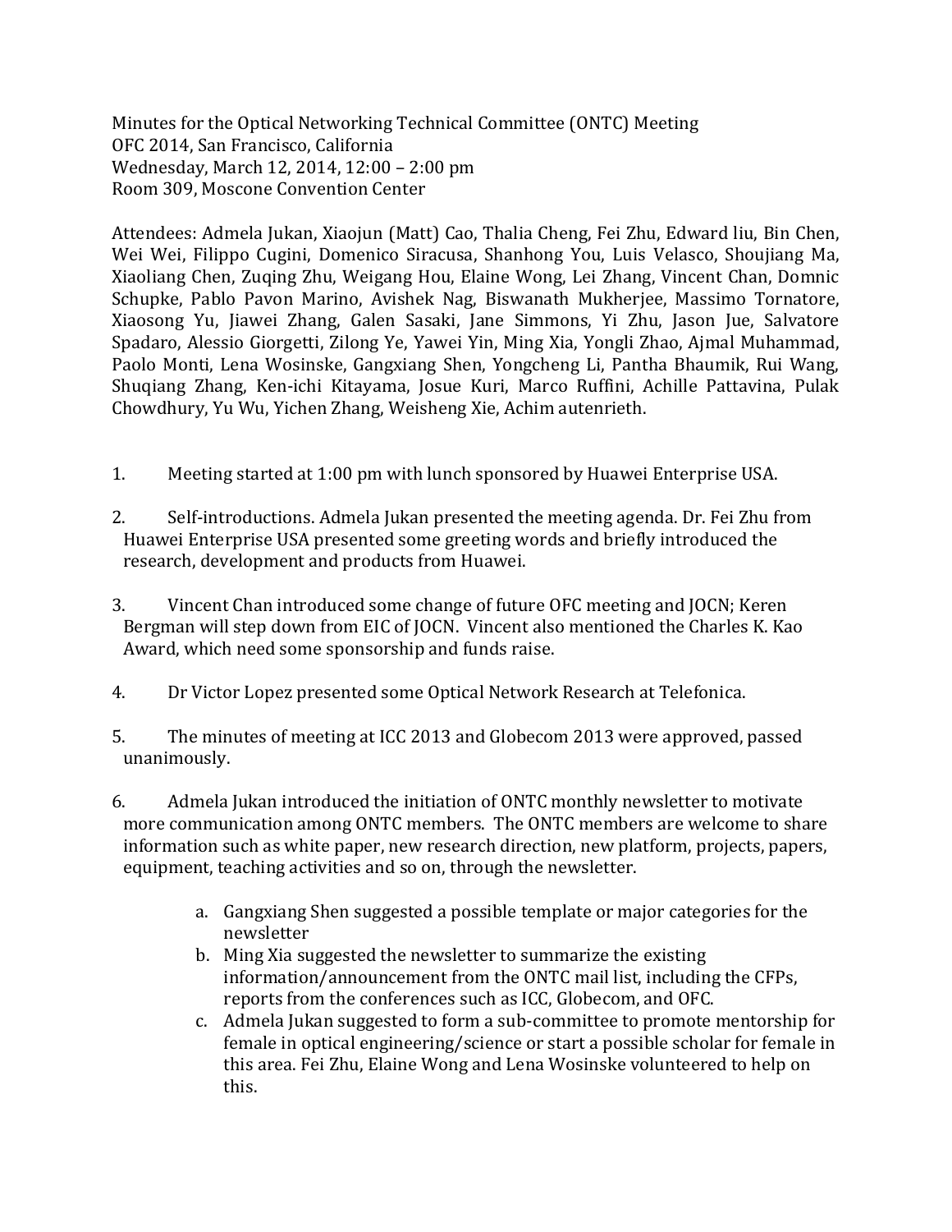Minutes for the Optical Networking Technical Committee (ONTC) Meeting
OFC 2014, San Francisco, California
Wednesday, March 12, 2014, 12:00 – 2:00 pm
Room 309, Moscone Convention Center

Attendees: Admela Jukan, Xiaojun (Matt) Cao, Thalia Cheng, Fei Zhu, Edward liu, Bin Chen, Wei Wei, Filippo Cugini, Domenico Siracusa, Shanhong You, Luis Velasco, Shoujiang Ma, Xiaoliang Chen, Zuqing Zhu, Weigang Hou, Elaine Wong, Lei Zhang, Vincent Chan, Domnic Schupke, Pablo Pavon Marino, Avishek Nag, Biswanath Mukherjee, Massimo Tornatore, Xiaosong Yu, Jiawei Zhang, Galen Sasaki, Jane Simmons, Yi Zhu, Jason Jue, Salvatore Spadaro, Alessio Giorgetti, Zilong Ye, Yawei Yin, Ming Xia, Yongli Zhao, Ajmal Muhammad, Paolo Monti, Lena Wosinske, Gangxiang Shen, Yongcheng Li, Pantha Bhaumik, Rui Wang, Shuqiang Zhang, Ken-ichi Kitayama, Josue Kuri, Marco Ruffini, Achille Pattavina, Pulak Chowdhury, Yu Wu, Yichen Zhang, Weisheng Xie, Achim autenrieth.

1. Meeting started at 1:00 pm with lunch sponsored by Huawei Enterprise USA.

2. Self-introductions. Admela Jukan presented the meeting agenda. Dr. Fei Zhu from Huawei Enterprise USA presented some greeting words and briefly introduced the research, development and products from Huawei.

3. Vincent Chan introduced some change of future OFC meeting and JOCN; Keren Bergman will step down from EIC of JOCN. Vincent also mentioned the Charles K. Kao Award, which need some sponsorship and funds raise.

4. Dr Victor Lopez presented some Optical Network Research at Telefonica.

5. The minutes of meeting at ICC 2013 and Globecom 2013 were approved, passed unanimously.

6. Admela Jukan introduced the initiation of ONTC monthly newsletter to motivate more communication among ONTC members. The ONTC members are welcome to share information such as white paper, new research direction, new platform, projects, papers, equipment, teaching activities and so on, through the newsletter.

    a. Gangxiang Shen suggested a possible template or major categories for the newsletter
    b. Ming Xia suggested the newsletter to summarize the existing information/announcement from the ONTC mail list, including the CFPs, reports from the conferences such as ICC, Globecom, and OFC.
    c. Admela Jukan suggested to form a sub-committee to promote mentorship for female in optical engineering/science or start a possible scholar for female in this area. Fei Zhu, Elaine Wong and Lena Wosinske volunteered to help on this.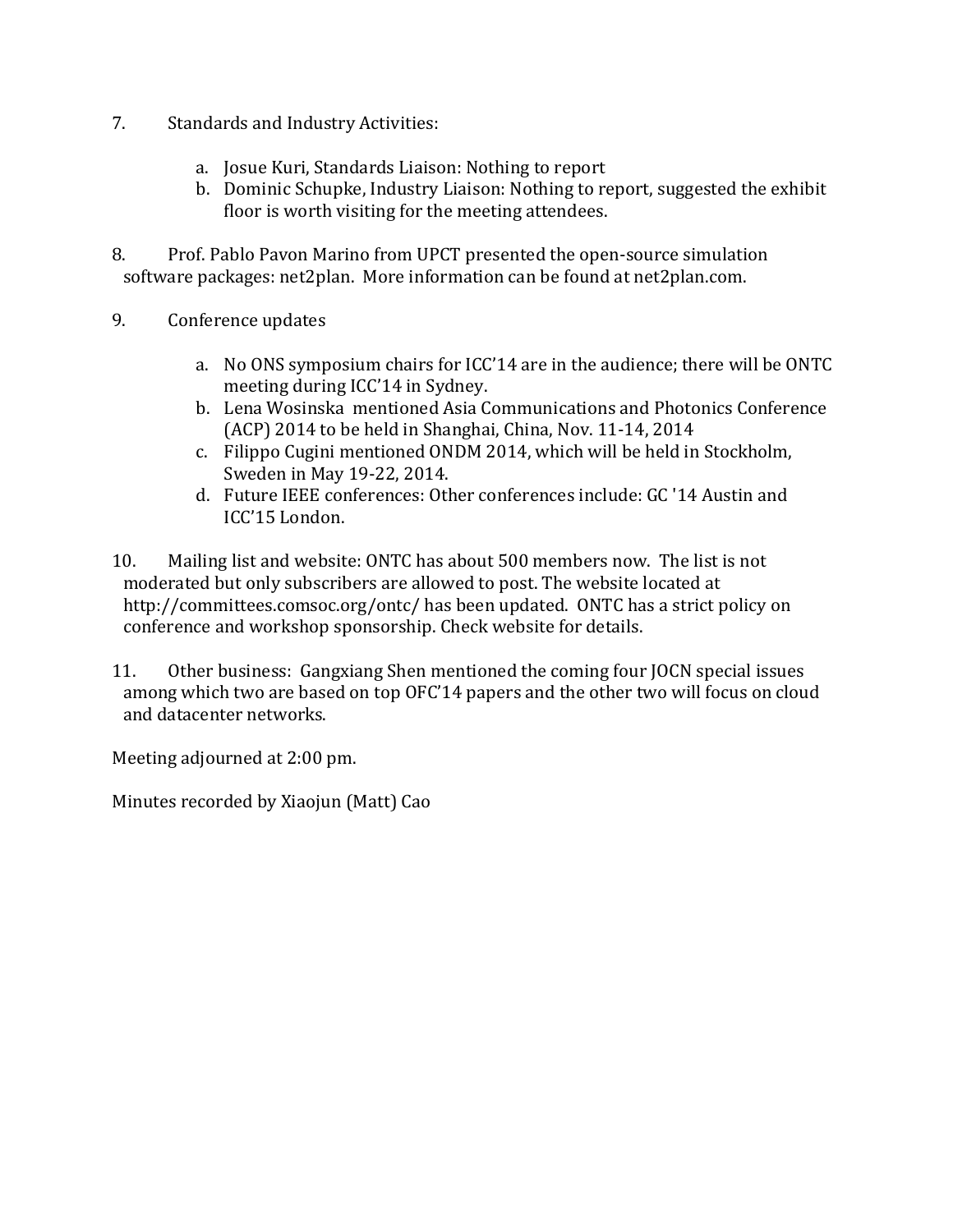7. Standards and Industry Activities:

    a. Josue Kuri, Standards Liaison: Nothing to report
    b. Dominic Schupke, Industry Liaison: Nothing to report, suggested the exhibit floor is worth visiting for the meeting attendees.

8. Prof. Pablo Pavon Marino from UPCT presented the open-source simulation software packages: net2plan. More information can be found at net2plan.com.

9. Conference updates

    a. No ONS symposium chairs for ICC'14 are in the audience; there will be ONTC meeting during ICC'14 in Sydney.
    b. Lena Wosinska mentioned Asia Communications and Photonics Conference (ACP) 2014 to be held in Shanghai, China, Nov. 11-14, 2014
    c. Filippo Cugini mentioned ONDM 2014, which will be held in Stockholm, Sweden in May 19-22, 2014.
    d. Future IEEE conferences: Other conferences include: GC '14 Austin and ICC'15 London.

10. Mailing list and website: ONTC has about 500 members now. The list is not moderated but only subscribers are allowed to post. The website located at http://committees.comsoc.org/ontc/ has been updated. ONTC has a strict policy on conference and workshop sponsorship. Check website for details.

11. Other business: Gangxiang Shen mentioned the coming four JOCN special issues among which two are based on top OFC'14 papers and the other two will focus on cloud and datacenter networks.

Meeting adjourned at 2:00 pm.

Minutes recorded by Xiaojun (Matt) Cao